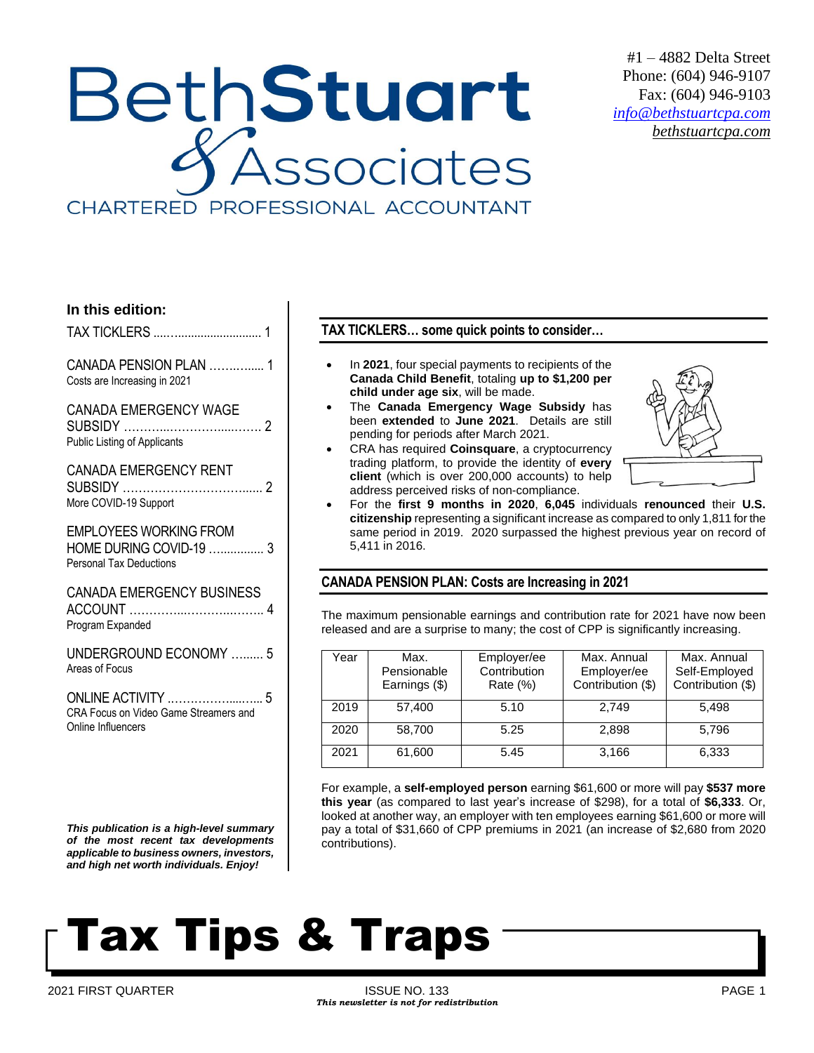# Beth**Stuart** & Associates

CHARTERED PROFESSIONAL ACCOUNTANT

#1 – 4882 Delta Street
Phone: (604) 946-9107
Fax: (604) 946-9103
info@bethstuartcpa.com
bethstuartcpa.com

**In this edition:**

TAX TICKLERS ..... 1

CANADA PENSION PLAN ..... 1
Costs are Increasing in 2021

CANADA EMERGENCY WAGE SUBSIDY ..... 2
Public Listing of Applicants

CANADA EMERGENCY RENT SUBSIDY ..... 2
More COVID-19 Support

EMPLOYEES WORKING FROM HOME DURING COVID-19 ..... 3
Personal Tax Deductions

CANADA EMERGENCY BUSINESS ACCOUNT ..... 4
Program Expanded

UNDERGROUND ECONOMY ..... 5
Areas of Focus

ONLINE ACTIVITY ..... 5
CRA Focus on Video Game Streamers and Online Influencers

***This publication is a high-level summary of the most recent tax developments applicable to business owners, investors, and high net worth individuals. Enjoy!***

## TAX TICKLERS… some quick points to consider…

- In **2021**, four special payments to recipients of the **Canada Child Benefit**, totaling **up to $1,200 per child under age six**, will be made.
- The **Canada Emergency Wage Subsidy** has been **extended** to **June 2021**. Details are still pending for periods after March 2021.
- CRA has required **Coinsquare**, a cryptocurrency trading platform, to provide the identity of **every client** (which is over 200,000 accounts) to help address perceived risks of non-compliance.
- For the **first 9 months in 2020**, **6,045** individuals **renounced** their **U.S. citizenship** representing a significant increase as compared to only 1,811 for the same period in 2019. 2020 surpassed the highest previous year on record of 5,411 in 2016.

## CANADA PENSION PLAN: Costs are Increasing in 2021

The maximum pensionable earnings and contribution rate for 2021 have now been released and are a surprise to many; the cost of CPP is significantly increasing.

| Year | Max. Pensionable Earnings ($) | Employer/ee Contribution Rate (%) | Max. Annual Employer/ee Contribution ($) | Max. Annual Self-Employed Contribution ($) |
|---|---|---|---|---|
| 2019 | 57,400 | 5.10 | 2,749 | 5,498 |
| 2020 | 58,700 | 5.25 | 2,898 | 5,796 |
| 2021 | 61,600 | 5.45 | 3,166 | 6,333 |

For example, a **self-employed person** earning $61,600 or more will pay **$537 more this year** (as compared to last year's increase of $298), for a total of **$6,333**. Or, looked at another way, an employer with ten employees earning $61,600 or more will pay a total of $31,660 of CPP premiums in 2021 (an increase of $2,680 from 2020 contributions).

# Tax Tips & Traps

2021 FIRST QUARTER — ISSUE NO. 133

*This newsletter is not for redistribution*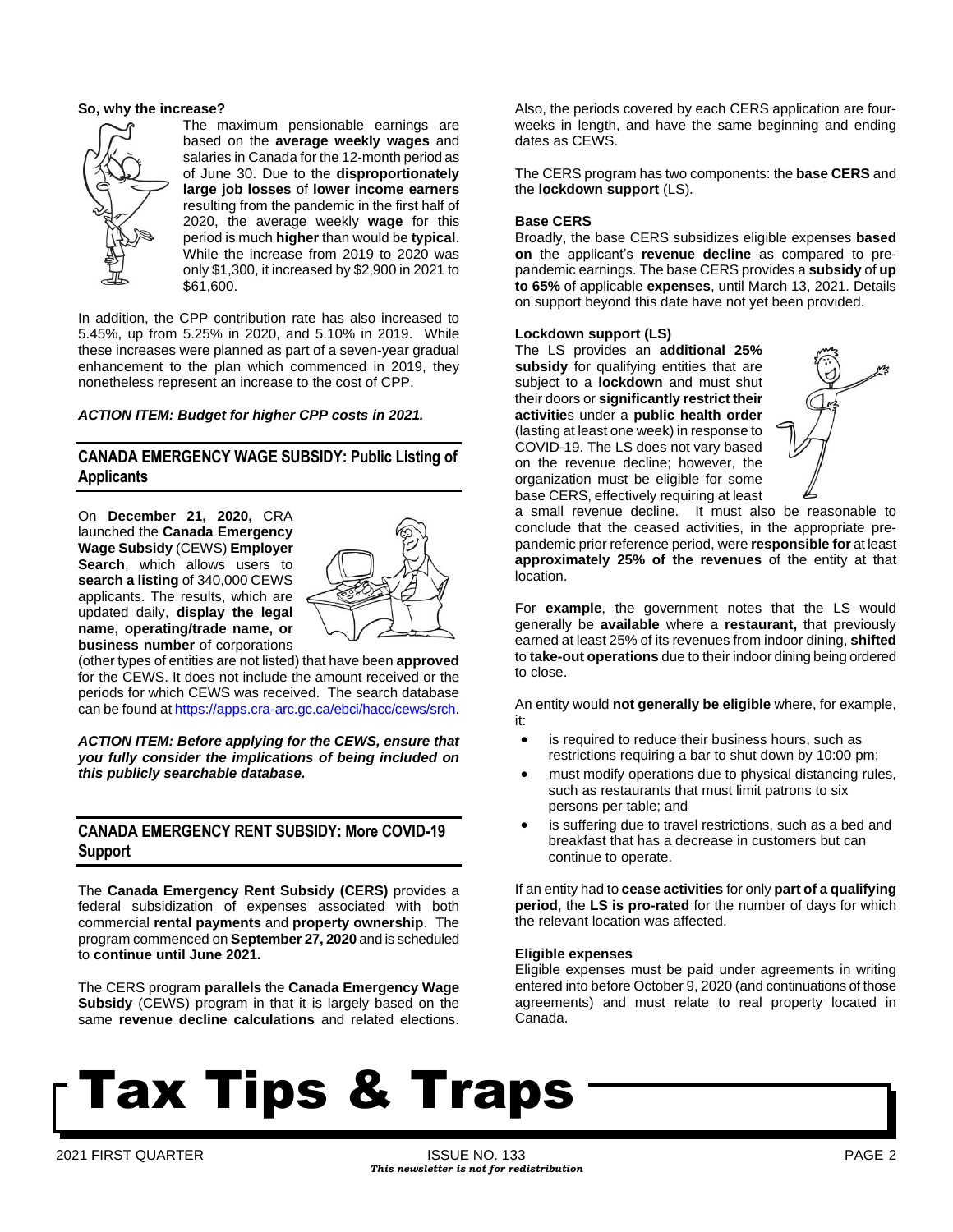**So, why the increase?**

The maximum pensionable earnings are based on the **average weekly wages** and salaries in Canada for the 12-month period as of June 30. Due to the **disproportionately large job losses** of **lower income earners** resulting from the pandemic in the first half of 2020, the average weekly **wage** for this period is much **higher** than would be **typical**. While the increase from 2019 to 2020 was only $1,300, it increased by $2,900 in 2021 to $61,600.

In addition, the CPP contribution rate has also increased to 5.45%, up from 5.25% in 2020, and 5.10% in 2019. While these increases were planned as part of a seven-year gradual enhancement to the plan which commenced in 2019, they nonetheless represent an increase to the cost of CPP.

***ACTION ITEM: Budget for higher CPP costs in 2021.***

## CANADA EMERGENCY WAGE SUBSIDY: Public Listing of Applicants

On **December 21, 2020,** CRA launched the **Canada Emergency Wage Subsidy** (CEWS) **Employer Search**, which allows users to **search a listing** of 340,000 CEWS applicants. The results, which are updated daily, **display the legal name, operating/trade name, or business number** of corporations (other types of entities are not listed) that have been **approved** for the CEWS. It does not include the amount received or the periods for which CEWS was received. The search database can be found at https://apps.cra-arc.gc.ca/ebci/hacc/cews/srch.

***ACTION ITEM: Before applying for the CEWS, ensure that you fully consider the implications of being included on this publicly searchable database.***

## CANADA EMERGENCY RENT SUBSIDY: More COVID-19 Support

The **Canada Emergency Rent Subsidy (CERS)** provides a federal subsidization of expenses associated with both commercial **rental payments** and **property ownership**. The program commenced on **September 27, 2020** and is scheduled to **continue until June 2021.**

The CERS program **parallels** the **Canada Emergency Wage Subsidy** (CEWS) program in that it is largely based on the same **revenue decline calculations** and related elections. Also, the periods covered by each CERS application are four-weeks in length, and have the same beginning and ending dates as CEWS.

The CERS program has two components: the **base CERS** and the **lockdown support** (LS).

### Base CERS

Broadly, the base CERS subsidizes eligible expenses **based on** the applicant's **revenue decline** as compared to pre-pandemic earnings. The base CERS provides a **subsidy** of **up to 65%** of applicable **expenses**, until March 13, 2021. Details on support beyond this date have not yet been provided.

### Lockdown support (LS)

The LS provides an **additional 25% subsidy** for qualifying entities that are subject to a **lockdown** and must shut their doors or **significantly restrict their activitie**s under a **public health order** (lasting at least one week) in response to COVID-19. The LS does not vary based on the revenue decline; however, the organization must be eligible for some base CERS, effectively requiring at least a small revenue decline. It must also be reasonable to conclude that the ceased activities, in the appropriate pre-pandemic prior reference period, were **responsible for** at least **approximately 25% of the revenues** of the entity at that location.

For **example**, the government notes that the LS would generally be **available** where a **restaurant,** that previously earned at least 25% of its revenues from indoor dining, **shifted** to **take-out operations** due to their indoor dining being ordered to close.

An entity would **not generally be eligible** where, for example, it:

- is required to reduce their business hours, such as restrictions requiring a bar to shut down by 10:00 pm;
- must modify operations due to physical distancing rules, such as restaurants that must limit patrons to six persons per table; and
- is suffering due to travel restrictions, such as a bed and breakfast that has a decrease in customers but can continue to operate.

If an entity had to **cease activities** for only **part of a qualifying period**, the **LS is pro-rated** for the number of days for which the relevant location was affected.

### Eligible expenses

Eligible expenses must be paid under agreements in writing entered into before October 9, 2020 (and continuations of those agreements) and must relate to real property located in Canada.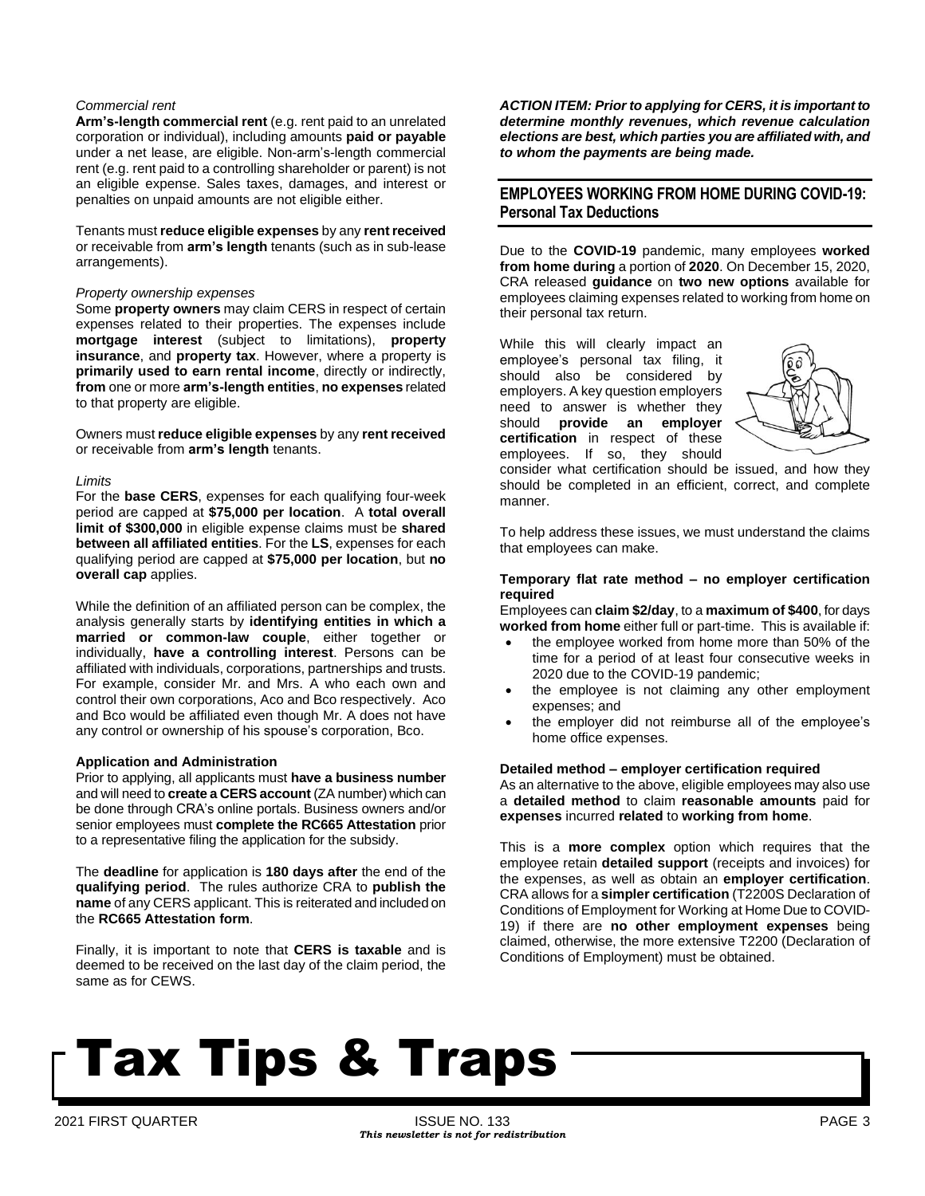*Commercial rent*

**Arm's-length commercial rent** (e.g. rent paid to an unrelated corporation or individual), including amounts **paid or payable** under a net lease, are eligible. Non-arm's-length commercial rent (e.g. rent paid to a controlling shareholder or parent) is not an eligible expense. Sales taxes, damages, and interest or penalties on unpaid amounts are not eligible either.

Tenants must **reduce eligible expenses** by any **rent received** or receivable from **arm's length** tenants (such as in sub-lease arrangements).

*Property ownership expenses*

Some **property owners** may claim CERS in respect of certain expenses related to their properties. The expenses include **mortgage interest** (subject to limitations), **property insurance**, and **property tax**. However, where a property is **primarily used to earn rental income**, directly or indirectly, **from** one or more **arm's-length entities**, **no expenses** related to that property are eligible.

Owners must **reduce eligible expenses** by any **rent received** or receivable from **arm's length** tenants.

*Limits*

For the **base CERS**, expenses for each qualifying four-week period are capped at **$75,000 per location**. A **total overall limit of $300,000** in eligible expense claims must be **shared between all affiliated entities**. For the **LS**, expenses for each qualifying period are capped at **$75,000 per location**, but **no overall cap** applies.

While the definition of an affiliated person can be complex, the analysis generally starts by **identifying entities in which a married or common-law couple**, either together or individually, **have a controlling interest**. Persons can be affiliated with individuals, corporations, partnerships and trusts. For example, consider Mr. and Mrs. A who each own and control their own corporations, Aco and Bco respectively. Aco and Bco would be affiliated even though Mr. A does not have any control or ownership of his spouse's corporation, Bco.

**Application and Administration**

Prior to applying, all applicants must **have a business number** and will need to **create a CERS account** (ZA number) which can be done through CRA's online portals. Business owners and/or senior employees must **complete the RC665 Attestation** prior to a representative filing the application for the subsidy.

The **deadline** for application is **180 days after** the end of the **qualifying period**. The rules authorize CRA to **publish the name** of any CERS applicant. This is reiterated and included on the **RC665 Attestation form**.

Finally, it is important to note that **CERS is taxable** and is deemed to be received on the last day of the claim period, the same as for CEWS.

***ACTION ITEM: Prior to applying for CERS, it is important to determine monthly revenues, which revenue calculation elections are best, which parties you are affiliated with, and to whom the payments are being made.***

## EMPLOYEES WORKING FROM HOME DURING COVID-19: Personal Tax Deductions

Due to the **COVID-19** pandemic, many employees **worked from home during** a portion of **2020**. On December 15, 2020, CRA released **guidance** on **two new options** available for employees claiming expenses related to working from home on their personal tax return.

While this will clearly impact an employee's personal tax filing, it should also be considered by employers. A key question employers need to answer is whether they should **provide an employer certification** in respect of these employees. If so, they should consider what certification should be issued, and how they should be completed in an efficient, correct, and complete manner.

To help address these issues, we must understand the claims that employees can make.

**Temporary flat rate method – no employer certification required**

Employees can **claim $2/day**, to a **maximum of $400**, for days **worked from home** either full or part-time. This is available if:

- the employee worked from home more than 50% of the time for a period of at least four consecutive weeks in 2020 due to the COVID-19 pandemic;
- the employee is not claiming any other employment expenses; and
- the employer did not reimburse all of the employee's home office expenses.

**Detailed method – employer certification required**

As an alternative to the above, eligible employees may also use a **detailed method** to claim **reasonable amounts** paid for **expenses** incurred **related** to **working from home**.

This is a **more complex** option which requires that the employee retain **detailed support** (receipts and invoices) for the expenses, as well as obtain an **employer certification**. CRA allows for a **simpler certification** (T2200S Declaration of Conditions of Employment for Working at Home Due to COVID-19) if there are **no other employment expenses** being claimed, otherwise, the more extensive T2200 (Declaration of Conditions of Employment) must be obtained.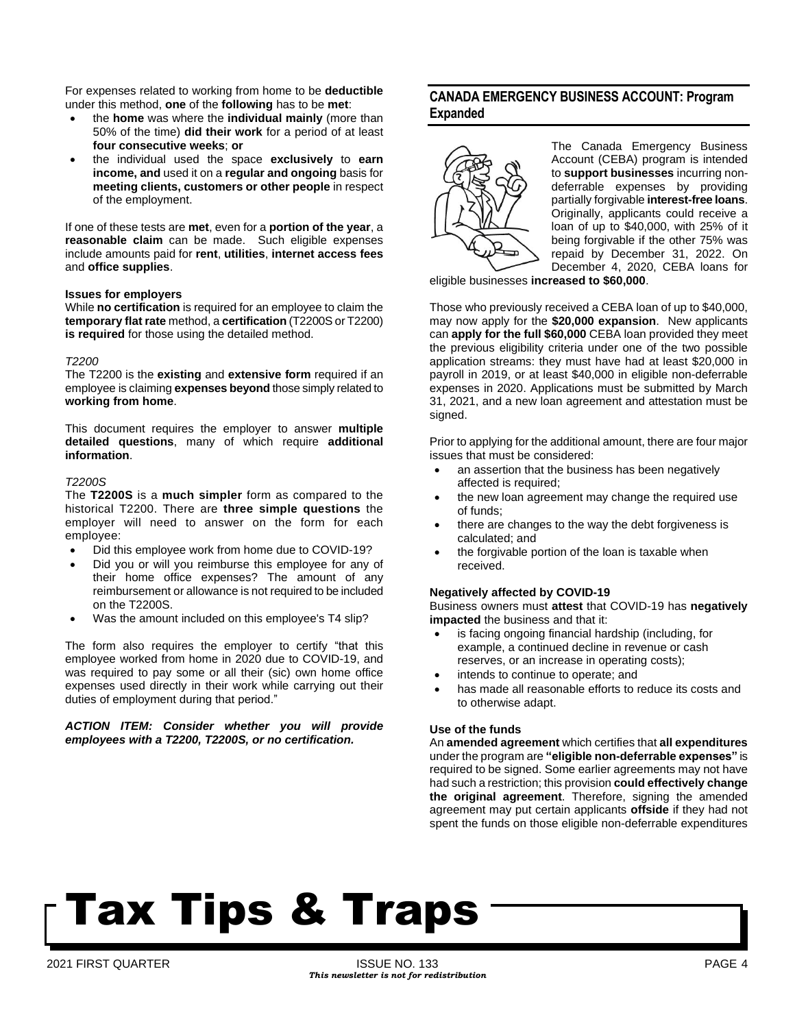For expenses related to working from home to be **deductible** under this method, **one** of the **following** has to be **met**:

- the **home** was where the **individual mainly** (more than 50% of the time) **did their work** for a period of at least **four consecutive weeks**; **or**
- the individual used the space **exclusively** to **earn income, and** used it on a **regular and ongoing** basis for **meeting clients, customers or other people** in respect of the employment.

If one of these tests are **met**, even for a **portion of the year**, a **reasonable claim** can be made. Such eligible expenses include amounts paid for **rent**, **utilities**, **internet access fees** and **office supplies**.

**Issues for employers**

While **no certification** is required for an employee to claim the **temporary flat rate** method, a **certification** (T2200S or T2200) **is required** for those using the detailed method.

*T2200*

The T2200 is the **existing** and **extensive form** required if an employee is claiming **expenses beyond** those simply related to **working from home**.

This document requires the employer to answer **multiple detailed questions**, many of which require **additional information**.

*T2200S*

The **T2200S** is a **much simpler** form as compared to the historical T2200. There are **three simple questions** the employer will need to answer on the form for each employee:

- Did this employee work from home due to COVID-19?
- Did you or will you reimburse this employee for any of their home office expenses? The amount of any reimbursement or allowance is not required to be included on the T2200S.
- Was the amount included on this employee's T4 slip?

The form also requires the employer to certify "that this employee worked from home in 2020 due to COVID-19, and was required to pay some or all their (sic) own home office expenses used directly in their work while carrying out their duties of employment during that period."

***ACTION ITEM: Consider whether you will provide employees with a T2200, T2200S, or no certification.***

## CANADA EMERGENCY BUSINESS ACCOUNT: Program Expanded

The Canada Emergency Business Account (CEBA) program is intended to **support businesses** incurring non-deferrable expenses by providing partially forgivable **interest-free loans**. Originally, applicants could receive a loan of up to $40,000, with 25% of it being forgivable if the other 75% was repaid by December 31, 2022. On December 4, 2020, CEBA loans for eligible businesses **increased to $60,000**.

Those who previously received a CEBA loan of up to $40,000, may now apply for the **$20,000 expansion**. New applicants can **apply for the full $60,000** CEBA loan provided they meet the previous eligibility criteria under one of the two possible application streams: they must have had at least $20,000 in payroll in 2019, or at least $40,000 in eligible non-deferrable expenses in 2020. Applications must be submitted by March 31, 2021, and a new loan agreement and attestation must be signed.

Prior to applying for the additional amount, there are four major issues that must be considered:

- an assertion that the business has been negatively affected is required;
- the new loan agreement may change the required use of funds;
- there are changes to the way the debt forgiveness is calculated; and
- the forgivable portion of the loan is taxable when received.

**Negatively affected by COVID-19**

Business owners must **attest** that COVID-19 has **negatively impacted** the business and that it:

- is facing ongoing financial hardship (including, for example, a continued decline in revenue or cash reserves, or an increase in operating costs);
- intends to continue to operate; and
- has made all reasonable efforts to reduce its costs and to otherwise adapt.

**Use of the funds**

An **amended agreement** which certifies that **all expenditures** under the program are **"eligible non-deferrable expenses"** is required to be signed. Some earlier agreements may not have had such a restriction; this provision **could effectively change the original agreement**. Therefore, signing the amended agreement may put certain applicants **offside** if they had not spent the funds on those eligible non-deferrable expenditures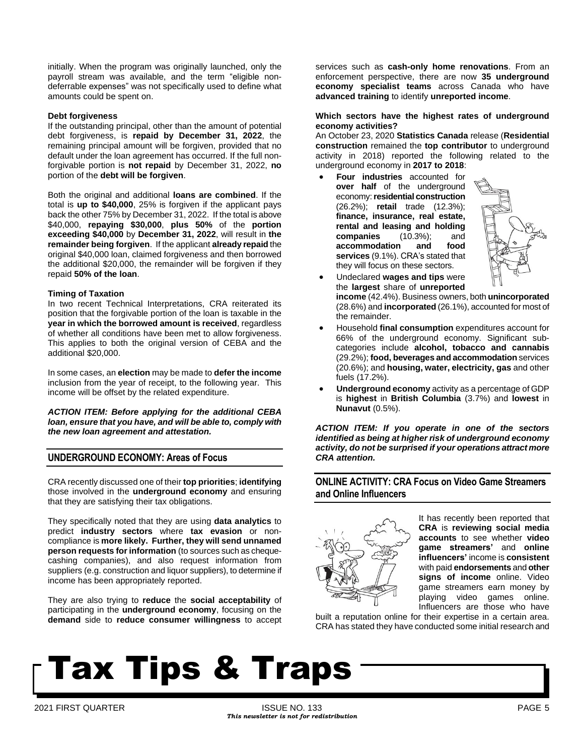initially. When the program was originally launched, only the payroll stream was available, and the term "eligible non-deferrable expenses" was not specifically used to define what amounts could be spent on.

**Debt forgiveness**

If the outstanding principal, other than the amount of potential debt forgiveness, is **repaid by December 31, 2022**, the remaining principal amount will be forgiven, provided that no default under the loan agreement has occurred. If the full non-forgivable portion is **not repaid** by December 31, 2022, **no** portion of the **debt will be forgiven**.

Both the original and additional **loans are combined**. If the total is **up to $40,000**, 25% is forgiven if the applicant pays back the other 75% by December 31, 2022. If the total is above $40,000, **repaying $30,000**, **plus 50%** of the **portion exceeding $40,000** by **December 31, 2022**, will result in **the remainder being forgiven**. If the applicant **already repaid** the original $40,000 loan, claimed forgiveness and then borrowed the additional $20,000, the remainder will be forgiven if they repaid **50% of the loan**.

**Timing of Taxation**

In two recent Technical Interpretations, CRA reiterated its position that the forgivable portion of the loan is taxable in the **year in which the borrowed amount is received**, regardless of whether all conditions have been met to allow forgiveness. This applies to both the original version of CEBA and the additional $20,000.

In some cases, an **election** may be made to **defer the income** inclusion from the year of receipt, to the following year. This income will be offset by the related expenditure.

***ACTION ITEM: Before applying for the additional CEBA loan, ensure that you have, and will be able to, comply with the new loan agreement and attestation.***

## UNDERGROUND ECONOMY: Areas of Focus

CRA recently discussed one of their **top priorities**; **identifying** those involved in the **underground economy** and ensuring that they are satisfying their tax obligations.

They specifically noted that they are using **data analytics** to predict **industry sectors** where **tax evasion** or non-compliance is **more likely. Further, they will send unnamed person requests for information** (to sources such as cheque-cashing companies), and also request information from suppliers (e.g. construction and liquor suppliers), to determine if income has been appropriately reported.

They are also trying to **reduce** the **social acceptability** of participating in the **underground economy**, focusing on the **demand** side to **reduce consumer willingness** to accept services such as **cash-only home renovations**. From an enforcement perspective, there are now **35 underground economy specialist teams** across Canada who have **advanced training** to identify **unreported income**.

**Which sectors have the highest rates of underground economy activities?**

An October 23, 2020 **Statistics Canada** release (**Residential construction** remained the **top contributor** to underground activity in 2018) reported the following related to the underground economy in **2017 to 2018**:

- **Four industries** accounted for **over half** of the underground economy: **residential construction** (26.2%); **retail** trade (12.3%); **finance, insurance, real estate, rental and leasing and holding companies** (10.3%); and **accommodation and food services** (9.1%). CRA's stated that they will focus on these sectors.
- Undeclared **wages and tips** were the **largest** share of **unreported income** (42.4%). Business owners, both **unincorporated** (28.6%) and **incorporated** (26.1%), accounted for most of the remainder.
- Household **final consumption** expenditures account for 66% of the underground economy. Significant sub-categories include **alcohol, tobacco and cannabis** (29.2%); **food, beverages and accommodation** services (20.6%); and **housing, water, electricity, gas** and other fuels (17.2%).
- **Underground economy** activity as a percentage of GDP is **highest** in **British Columbia** (3.7%) and **lowest** in **Nunavut** (0.5%).

***ACTION ITEM: If you operate in one of the sectors identified as being at higher risk of underground economy activity, do not be surprised if your operations attract more CRA attention.***

## ONLINE ACTIVITY: CRA Focus on Video Game Streamers and Online Influencers

It has recently been reported that **CRA** is **reviewing social media accounts** to see whether **video game streamers'** and **online influencers'** income is **consistent** with paid **endorsements** and **other signs of income** online. Video game streamers earn money by playing video games online. Influencers are those who have built a reputation online for their expertise in a certain area. CRA has stated they have conducted some initial research and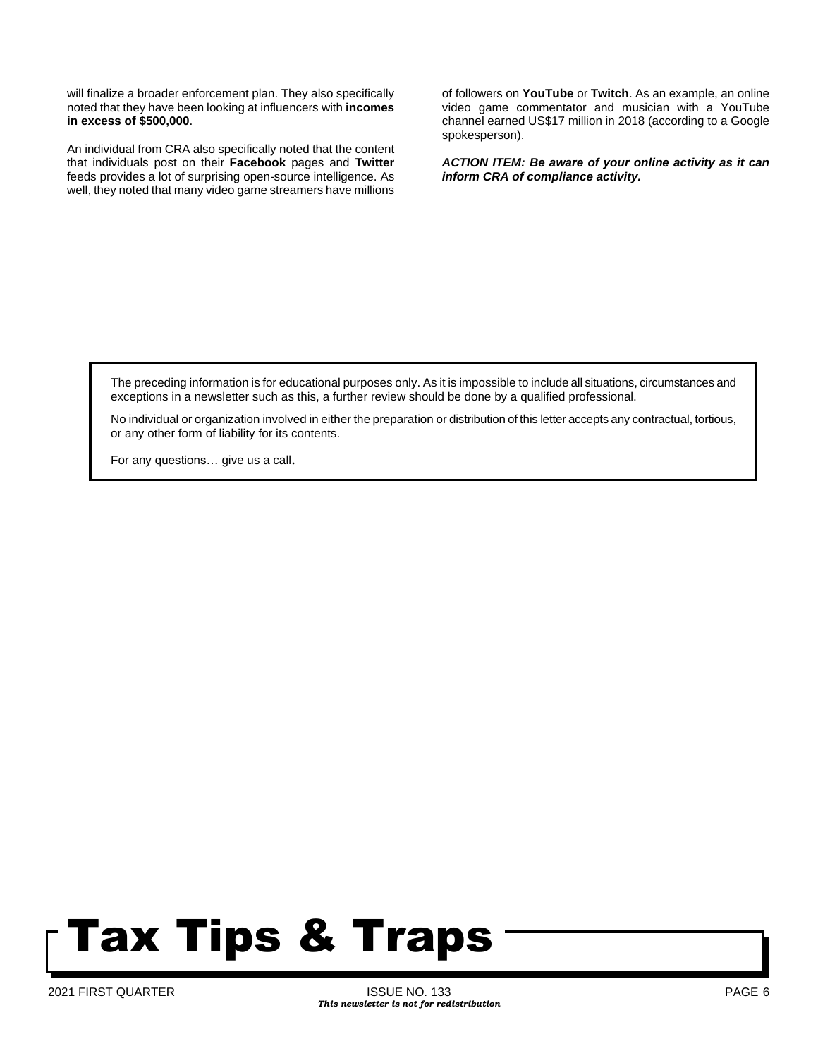will finalize a broader enforcement plan. They also specifically noted that they have been looking at influencers with **incomes in excess of $500,000**.

An individual from CRA also specifically noted that the content that individuals post on their **Facebook** pages and **Twitter** feeds provides a lot of surprising open-source intelligence. As well, they noted that many video game streamers have millions of followers on **YouTube** or **Twitch**. As an example, an online video game commentator and musician with a YouTube channel earned US$17 million in 2018 (according to a Google spokesperson).

***ACTION ITEM: Be aware of your online activity as it can inform CRA of compliance activity.***

The preceding information is for educational purposes only. As it is impossible to include all situations, circumstances and exceptions in a newsletter such as this, a further review should be done by a qualified professional.

No individual or organization involved in either the preparation or distribution of this letter accepts any contractual, tortious, or any other form of liability for its contents.

For any questions… give us a call.